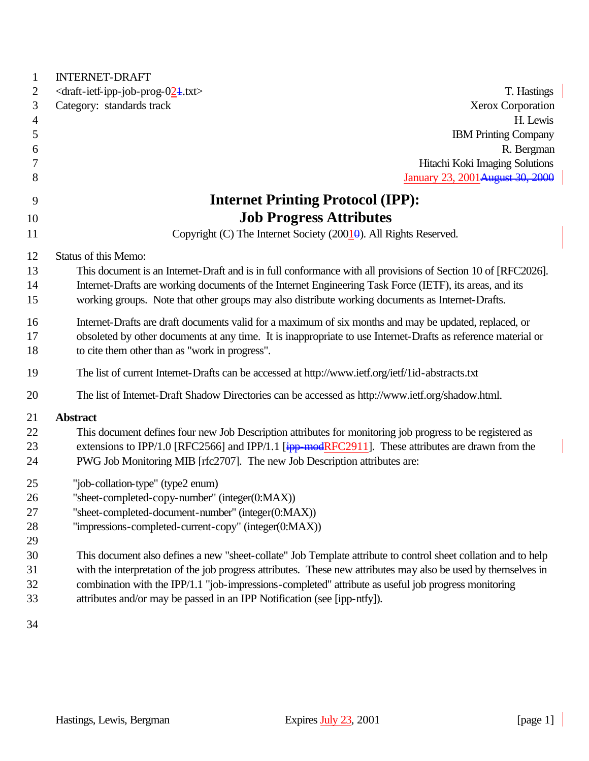INTERNET-DRAFT

<draft-ietf-ipp-job-prog-021.txt>

T. Hastings
Xerox Corporation

Category: standards track

H. Lewis
IBM Printing Company

R. Bergman
Hitachi Koki Imaging Solutions

January 23, 2001August 30, 2000

# Internet Printing Protocol (IPP): Job Progress Attributes

Copyright (C) The Internet Society (20010). All Rights Reserved.

Status of this Memo:

This document is an Internet-Draft and is in full conformance with all provisions of Section 10 of [RFC2026]. Internet-Drafts are working documents of the Internet Engineering Task Force (IETF), its areas, and its working groups. Note that other groups may also distribute working documents as Internet-Drafts.

Internet-Drafts are draft documents valid for a maximum of six months and may be updated, replaced, or obsoleted by other documents at any time. It is inappropriate to use Internet-Drafts as reference material or to cite them other than as "work in progress".

The list of current Internet-Drafts can be accessed at http://www.ietf.org/ietf/1id-abstracts.txt

The list of Internet-Draft Shadow Directories can be accessed as http://www.ietf.org/shadow.html.

## Abstract

This document defines four new Job Description attributes for monitoring job progress to be registered as extensions to IPP/1.0 [RFC2566] and IPP/1.1 [ipp-modRFC2911]. These attributes are drawn from the PWG Job Monitoring MIB [rfc2707]. The new Job Description attributes are:

"job-collation-type" (type2 enum)
"sheet-completed-copy-number" (integer(0:MAX))
"sheet-completed-document-number" (integer(0:MAX))
"impressions-completed-current-copy" (integer(0:MAX))

This document also defines a new "sheet-collate" Job Template attribute to control sheet collation and to help with the interpretation of the job progress attributes. These new attributes may also be used by themselves in combination with the IPP/1.1 "job-impressions-completed" attribute as useful job progress monitoring attributes and/or may be passed in an IPP Notification (see [ipp-ntfy]).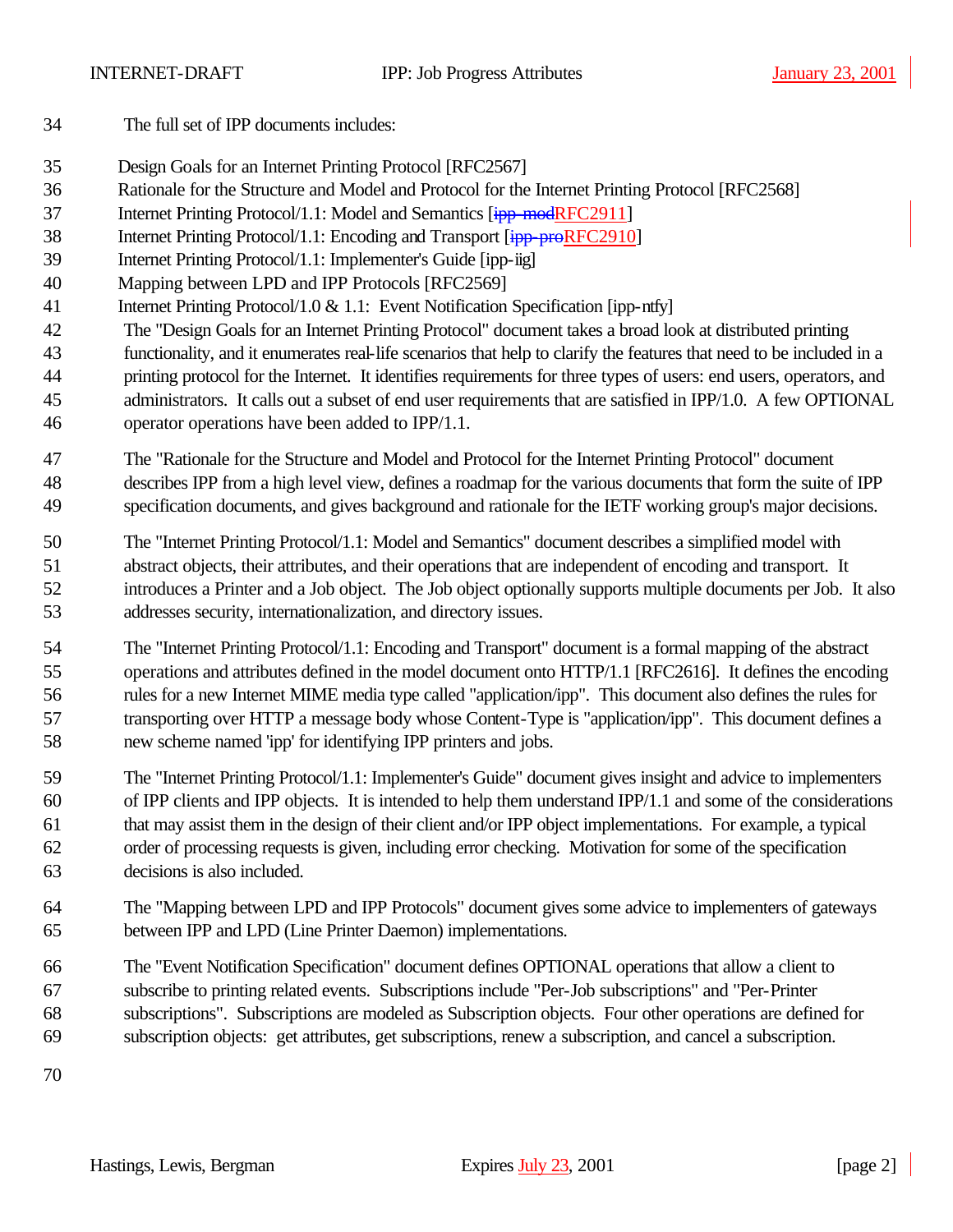The full set of IPP documents includes:

Design Goals for an Internet Printing Protocol [RFC2567]
Rationale for the Structure and Model and Protocol for the Internet Printing Protocol [RFC2568]
Internet Printing Protocol/1.1: Model and Semantics [~~ipp-mod~~RFC2911]
Internet Printing Protocol/1.1: Encoding and Transport [~~ipp-pro~~RFC2910]
Internet Printing Protocol/1.1: Implementer's Guide [ipp-iig]
Mapping between LPD and IPP Protocols [RFC2569]
Internet Printing Protocol/1.0 & 1.1: Event Notification Specification [ipp-ntfy]

The "Design Goals for an Internet Printing Protocol" document takes a broad look at distributed printing functionality, and it enumerates real-life scenarios that help to clarify the features that need to be included in a printing protocol for the Internet. It identifies requirements for three types of users: end users, operators, and administrators. It calls out a subset of end user requirements that are satisfied in IPP/1.0. A few OPTIONAL operator operations have been added to IPP/1.1.

The "Rationale for the Structure and Model and Protocol for the Internet Printing Protocol" document describes IPP from a high level view, defines a roadmap for the various documents that form the suite of IPP specification documents, and gives background and rationale for the IETF working group's major decisions.

The "Internet Printing Protocol/1.1: Model and Semantics" document describes a simplified model with abstract objects, their attributes, and their operations that are independent of encoding and transport. It introduces a Printer and a Job object. The Job object optionally supports multiple documents per Job. It also addresses security, internationalization, and directory issues.

The "Internet Printing Protocol/1.1: Encoding and Transport" document is a formal mapping of the abstract operations and attributes defined in the model document onto HTTP/1.1 [RFC2616]. It defines the encoding rules for a new Internet MIME media type called "application/ipp". This document also defines the rules for transporting over HTTP a message body whose Content-Type is "application/ipp". This document defines a new scheme named 'ipp' for identifying IPP printers and jobs.

The "Internet Printing Protocol/1.1: Implementer's Guide" document gives insight and advice to implementers of IPP clients and IPP objects. It is intended to help them understand IPP/1.1 and some of the considerations that may assist them in the design of their client and/or IPP object implementations. For example, a typical order of processing requests is given, including error checking. Motivation for some of the specification decisions is also included.

The "Mapping between LPD and IPP Protocols" document gives some advice to implementers of gateways between IPP and LPD (Line Printer Daemon) implementations.

The "Event Notification Specification" document defines OPTIONAL operations that allow a client to subscribe to printing related events. Subscriptions include "Per-Job subscriptions" and "Per-Printer subscriptions". Subscriptions are modeled as Subscription objects. Four other operations are defined for subscription objects: get attributes, get subscriptions, renew a subscription, and cancel a subscription.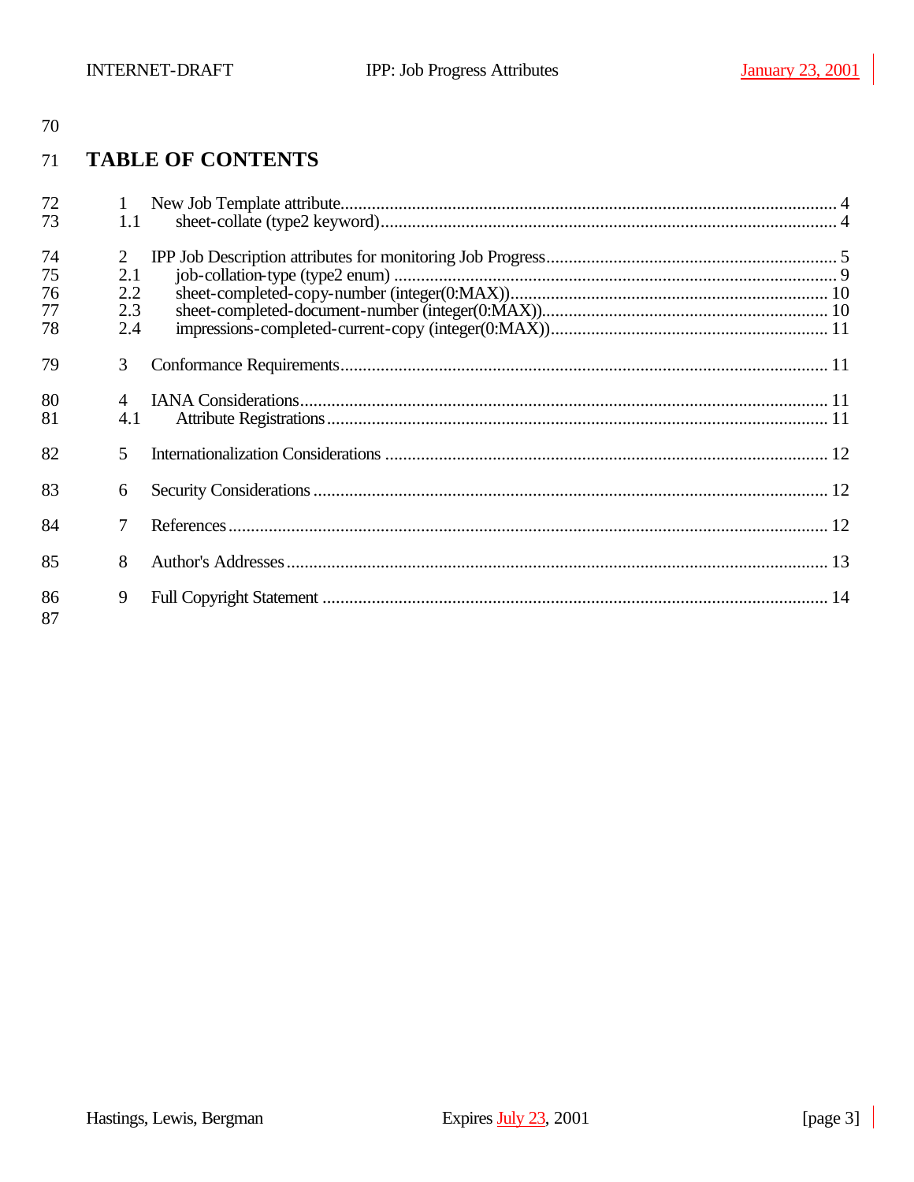# TABLE OF CONTENTS

1 New Job Template attribute....................................................................................................... 4
1.1 sheet-collate (type2 keyword)................................................................................................ 4

2 IPP Job Description attributes for monitoring Job Progress.......................................................... 5
2.1 job-collation-type (type2 enum) ............................................................................................. 9
2.2 sheet-completed-copy-number (integer(0:MAX))..................................................................... 10
2.3 sheet-completed-document-number (integer(0:MAX)).............................................................. 10
2.4 impressions-completed-current-copy (integer(0:MAX))............................................................ 11

3 Conformance Requirements..................................................................................................... 11

4 IANA Considerations............................................................................................................... 11
4.1 Attribute Registrations........................................................................................................... 11

5 Internationalization Considerations .......................................................................................... 12

6 Security Considerations ........................................................................................................... 12

7 References.............................................................................................................................. 12

8 Author's Addresses.................................................................................................................. 13

9 Full Copyright Statement ........................................................................................................ 14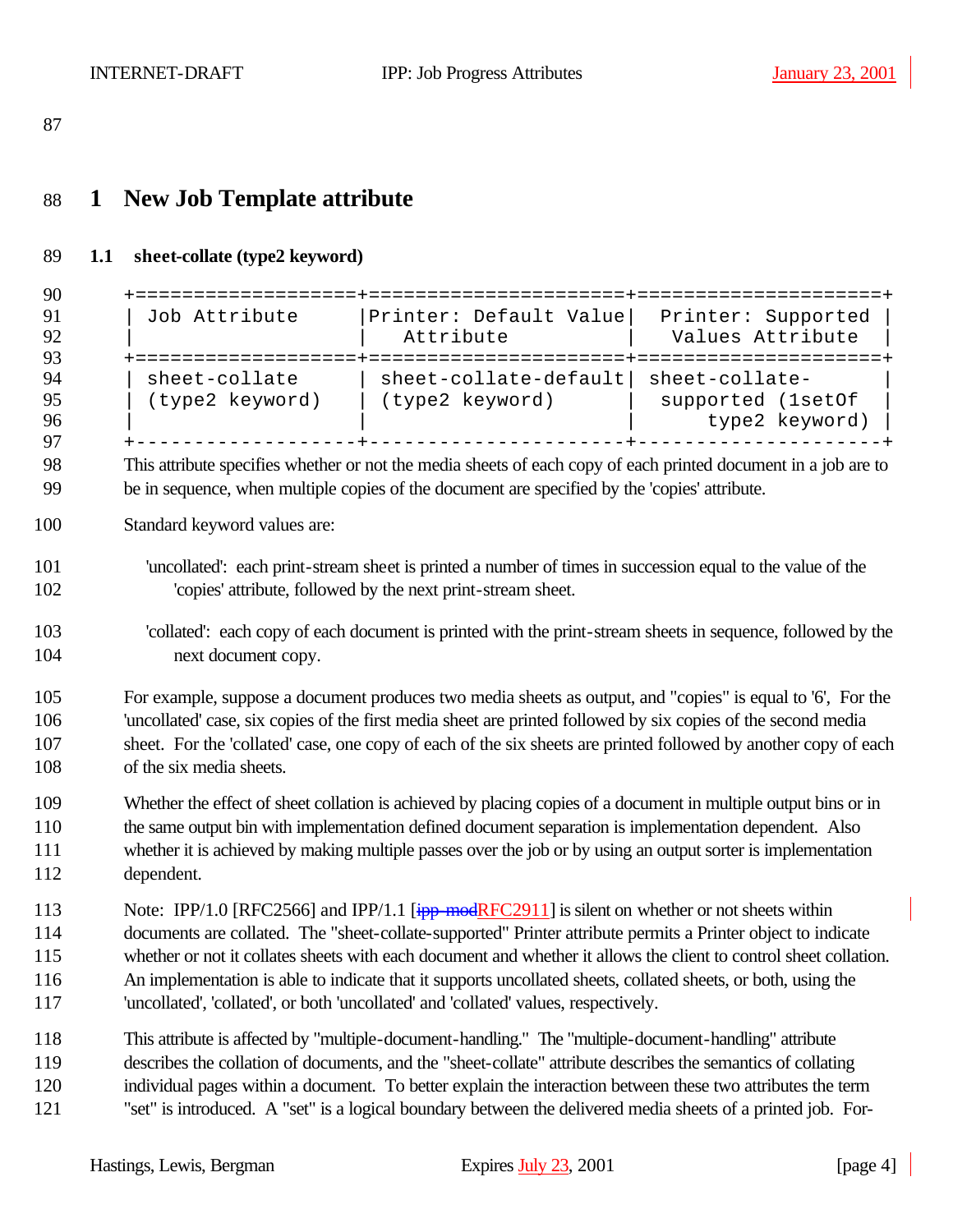# 1 New Job Template attribute

## 1.1 sheet-collate (type2 keyword)

| Job Attribute | Printer: Default Value Attribute | Printer: Supported Values Attribute |
|---|---|---|
| sheet-collate (type2 keyword) | sheet-collate-default (type2 keyword) | sheet-collate-supported (1setOf type2 keyword) |

This attribute specifies whether or not the media sheets of each copy of each printed document in a job are to be in sequence, when multiple copies of the document are specified by the 'copies' attribute.

Standard keyword values are:

'uncollated': each print-stream sheet is printed a number of times in succession equal to the value of the 'copies' attribute, followed by the next print-stream sheet.

'collated': each copy of each document is printed with the print-stream sheets in sequence, followed by the next document copy.

For example, suppose a document produces two media sheets as output, and "copies" is equal to '6', For the 'uncollated' case, six copies of the first media sheet are printed followed by six copies of the second media sheet. For the 'collated' case, one copy of each of the six sheets are printed followed by another copy of each of the six media sheets.

Whether the effect of sheet collation is achieved by placing copies of a document in multiple output bins or in the same output bin with implementation defined document separation is implementation dependent. Also whether it is achieved by making multiple passes over the job or by using an output sorter is implementation dependent.

Note: IPP/1.0 [RFC2566] and IPP/1.1 [~~ipp-mod~~RFC2911] is silent on whether or not sheets within documents are collated. The "sheet-collate-supported" Printer attribute permits a Printer object to indicate whether or not it collates sheets with each document and whether it allows the client to control sheet collation. An implementation is able to indicate that it supports uncollated sheets, collated sheets, or both, using the 'uncollated', 'collated', or both 'uncollated' and 'collated' values, respectively.

This attribute is affected by "multiple-document-handling." The "multiple-document-handling" attribute describes the collation of documents, and the "sheet-collate" attribute describes the semantics of collating individual pages within a document. To better explain the interaction between these two attributes the term "set" is introduced. A "set" is a logical boundary between the delivered media sheets of a printed job. For-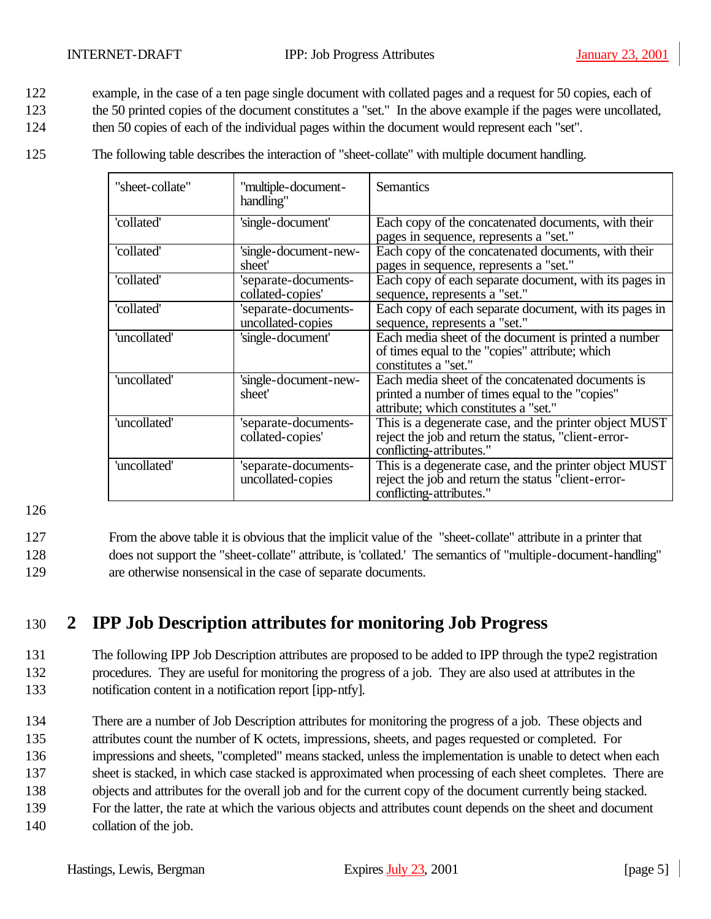example, in the case of a ten page single document with collated pages and a request for 50 copies, each of the 50 printed copies of the document constitutes a "set." In the above example if the pages were uncollated, then 50 copies of each of the individual pages within the document would represent each "set".

The following table describes the interaction of "sheet-collate" with multiple document handling.

| "sheet-collate" | "multiple-document-handling" | Semantics |
|---|---|---|
| 'collated' | 'single-document' | Each copy of the concatenated documents, with their pages in sequence, represents a "set." |
| 'collated' | 'single-document-new-sheet' | Each copy of the concatenated documents, with their pages in sequence, represents a "set." |
| 'collated' | 'separate-documents-collated-copies' | Each copy of each separate document, with its pages in sequence, represents a "set." |
| 'collated' | 'separate-documents-uncollated-copies | Each copy of each separate document, with its pages in sequence, represents a "set." |
| 'uncollated' | 'single-document' | Each media sheet of the document is printed a number of times equal to the "copies" attribute; which constitutes a "set." |
| 'uncollated' | 'single-document-new-sheet' | Each media sheet of the concatenated documents is printed a number of times equal to the "copies" attribute; which constitutes a "set." |
| 'uncollated' | 'separate-documents-collated-copies' | This is a degenerate case, and the printer object MUST reject the job and return the status, "client-error-conflicting-attributes." |
| 'uncollated' | 'separate-documents-uncollated-copies | This is a degenerate case, and the printer object MUST reject the job and return the status "client-error-conflicting-attributes." |

From the above table it is obvious that the implicit value of the "sheet-collate" attribute in a printer that does not support the "sheet-collate" attribute, is 'collated.' The semantics of "multiple-document-handling" are otherwise nonsensical in the case of separate documents.

# 2 IPP Job Description attributes for monitoring Job Progress

The following IPP Job Description attributes are proposed to be added to IPP through the type2 registration procedures. They are useful for monitoring the progress of a job. They are also used at attributes in the notification content in a notification report [ipp-ntfy].

There are a number of Job Description attributes for monitoring the progress of a job. These objects and attributes count the number of K octets, impressions, sheets, and pages requested or completed. For impressions and sheets, "completed" means stacked, unless the implementation is unable to detect when each sheet is stacked, in which case stacked is approximated when processing of each sheet completes. There are objects and attributes for the overall job and for the current copy of the document currently being stacked. For the latter, the rate at which the various objects and attributes count depends on the sheet and document collation of the job.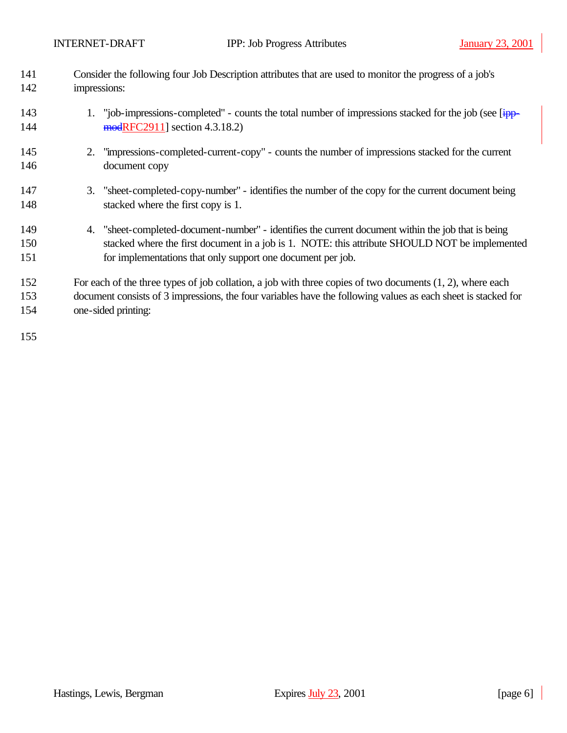Consider the following four Job Description attributes that are used to monitor the progress of a job's impressions:

1. "job-impressions-completed" - counts the total number of impressions stacked for the job (see [~~ipp-mod~~RFC2911] section 4.3.18.2)

2. "impressions-completed-current-copy" - counts the number of impressions stacked for the current document copy

3. "sheet-completed-copy-number" - identifies the number of the copy for the current document being stacked where the first copy is 1.

4. "sheet-completed-document-number" - identifies the current document within the job that is being stacked where the first document in a job is 1. NOTE: this attribute SHOULD NOT be implemented for implementations that only support one document per job.

For each of the three types of job collation, a job with three copies of two documents (1, 2), where each document consists of 3 impressions, the four variables have the following values as each sheet is stacked for one-sided printing: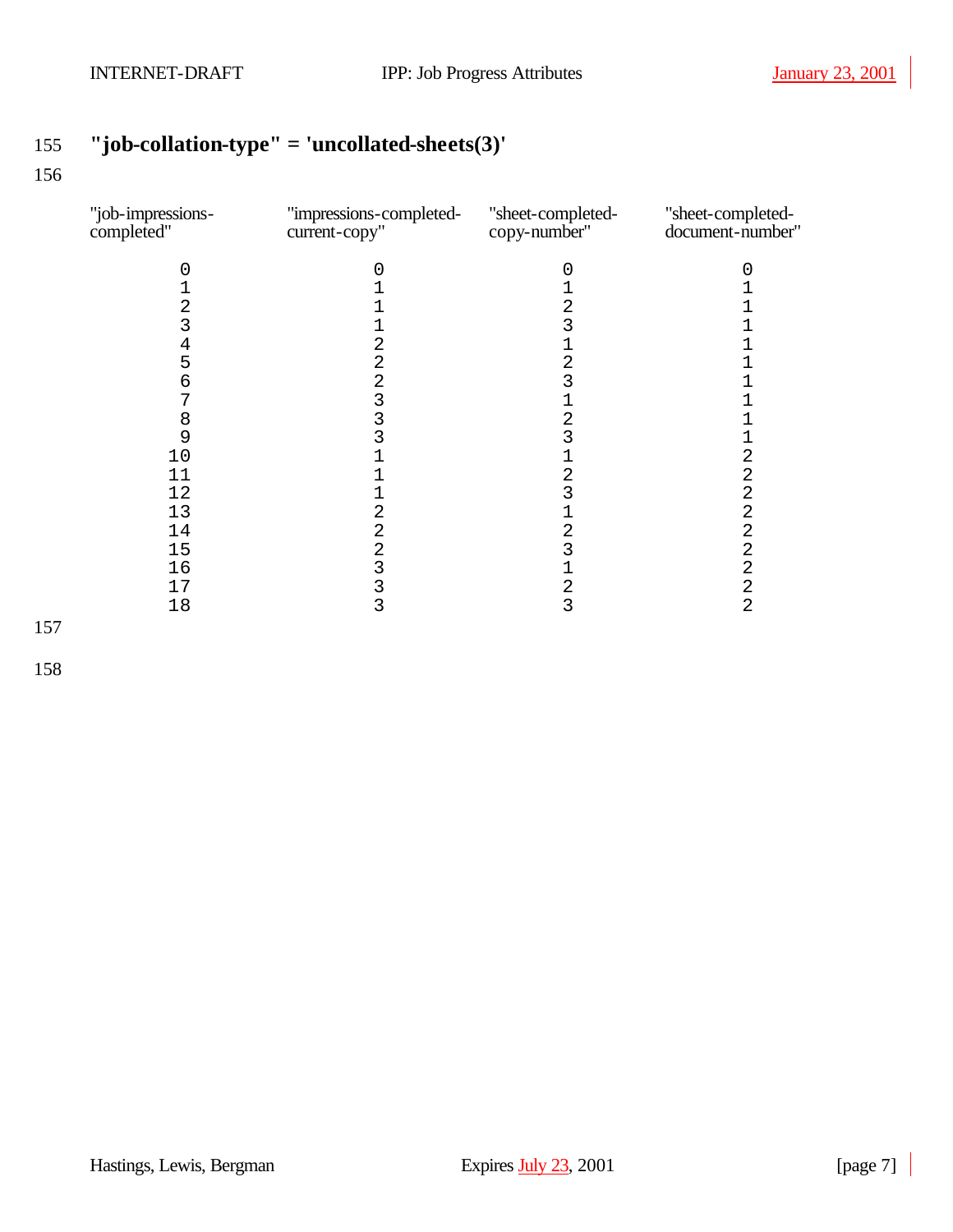## "job-collation-type" = 'uncollated-sheets(3)'

| "job-impressions-completed" | "impressions-completed-current-copy" | "sheet-completed-copy-number" | "sheet-completed-document-number" |
|---|---|---|---|
| 0 | 0 | 0 | 0 |
| 1 | 1 | 1 | 1 |
| 2 | 1 | 2 | 1 |
| 3 | 1 | 3 | 1 |
| 4 | 2 | 1 | 1 |
| 5 | 2 | 2 | 1 |
| 6 | 2 | 3 | 1 |
| 7 | 3 | 1 | 1 |
| 8 | 3 | 2 | 1 |
| 9 | 3 | 3 | 1 |
| 10 | 1 | 1 | 2 |
| 11 | 1 | 2 | 2 |
| 12 | 1 | 3 | 2 |
| 13 | 2 | 1 | 2 |
| 14 | 2 | 2 | 2 |
| 15 | 2 | 3 | 2 |
| 16 | 3 | 1 | 2 |
| 17 | 3 | 2 | 2 |
| 18 | 3 | 3 | 2 |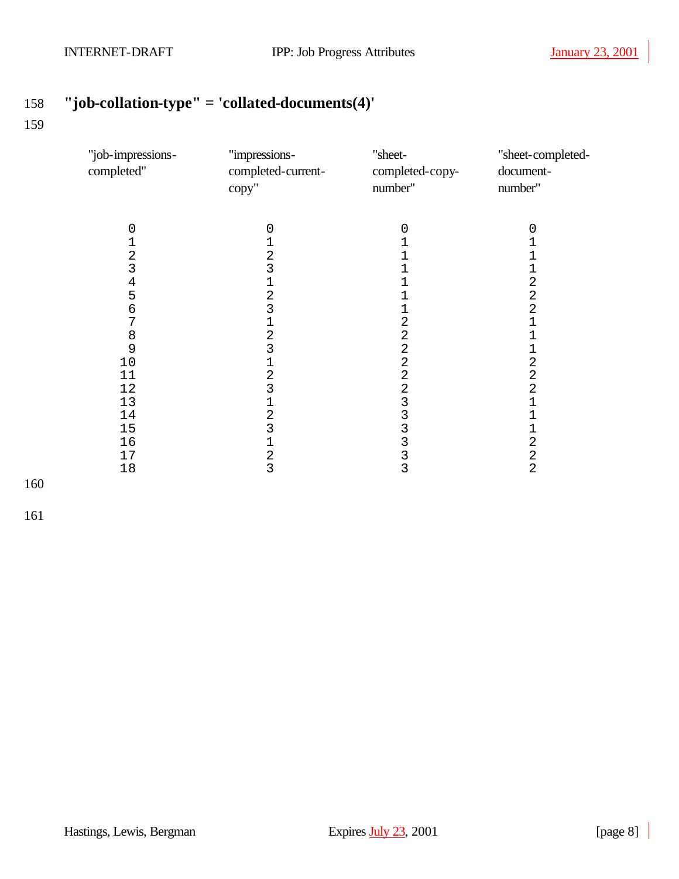### "job-collation-type" = 'collated-documents(4)'

| "job-impressions-completed" | "impressions-completed-current-copy" | "sheet-completed-copy-number" | "sheet-completed-document-number" |
|---|---|---|---|
| 0 | 0 | 0 | 0 |
| 1 | 1 | 1 | 1 |
| 2 | 2 | 1 | 1 |
| 3 | 3 | 1 | 1 |
| 4 | 1 | 1 | 2 |
| 5 | 2 | 1 | 2 |
| 6 | 3 | 1 | 2 |
| 7 | 1 | 2 | 1 |
| 8 | 2 | 2 | 1 |
| 9 | 3 | 2 | 1 |
| 10 | 1 | 2 | 2 |
| 11 | 2 | 2 | 2 |
| 12 | 3 | 2 | 2 |
| 13 | 1 | 3 | 1 |
| 14 | 2 | 3 | 1 |
| 15 | 3 | 3 | 1 |
| 16 | 1 | 3 | 2 |
| 17 | 2 | 3 | 2 |
| 18 | 3 | 3 | 2 |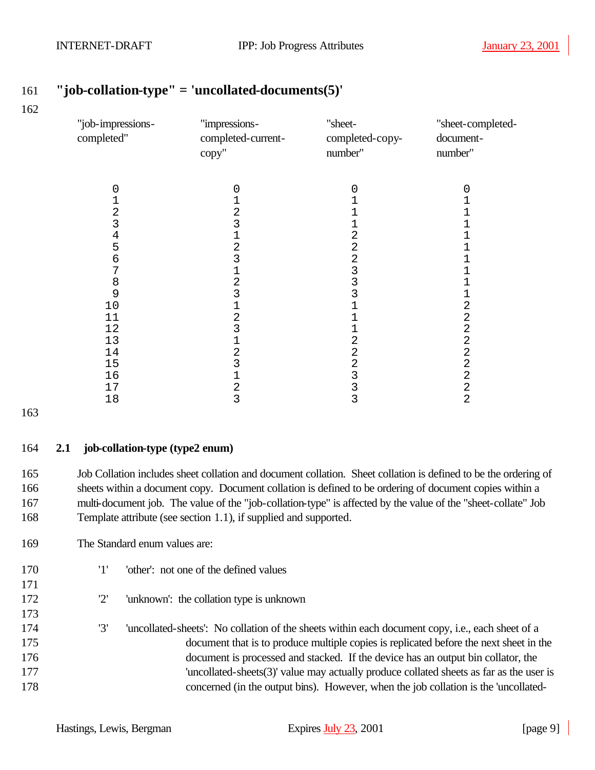**"job-collation-type" = 'uncollated-documents(5)'**

| "job-impressions-completed" | "impressions-completed-current-copy" | "sheet-completed-copy-number" | "sheet-completed-document-number" |
|---|---|---|---|
| 0 | 0 | 0 | 0 |
| 1 | 1 | 1 | 1 |
| 2 | 2 | 1 | 1 |
| 3 | 3 | 1 | 1 |
| 4 | 1 | 2 | 1 |
| 5 | 2 | 2 | 1 |
| 6 | 3 | 2 | 1 |
| 7 | 1 | 3 | 1 |
| 8 | 2 | 3 | 1 |
| 9 | 3 | 3 | 1 |
| 10 | 1 | 1 | 2 |
| 11 | 2 | 1 | 2 |
| 12 | 3 | 1 | 2 |
| 13 | 1 | 2 | 2 |
| 14 | 2 | 2 | 2 |
| 15 | 3 | 2 | 2 |
| 16 | 1 | 3 | 2 |
| 17 | 2 | 3 | 2 |
| 18 | 3 | 3 | 2 |

### 2.1 job-collation-type (type2 enum)

Job Collation includes sheet collation and document collation. Sheet collation is defined to be the ordering of sheets within a document copy. Document collation is defined to be ordering of document copies within a multi-document job. The value of the "job-collation-type" is affected by the value of the "sheet-collate" Job Template attribute (see section 1.1), if supplied and supported.

The Standard enum values are:

'1' 'other': not one of the defined values

'2' 'unknown': the collation type is unknown

'3' 'uncollated-sheets': No collation of the sheets within each document copy, i.e., each sheet of a document that is to produce multiple copies is replicated before the next sheet in the document is processed and stacked. If the device has an output bin collator, the 'uncollated-sheets(3)' value may actually produce collated sheets as far as the user is concerned (in the output bins). However, when the job collation is the 'uncollated-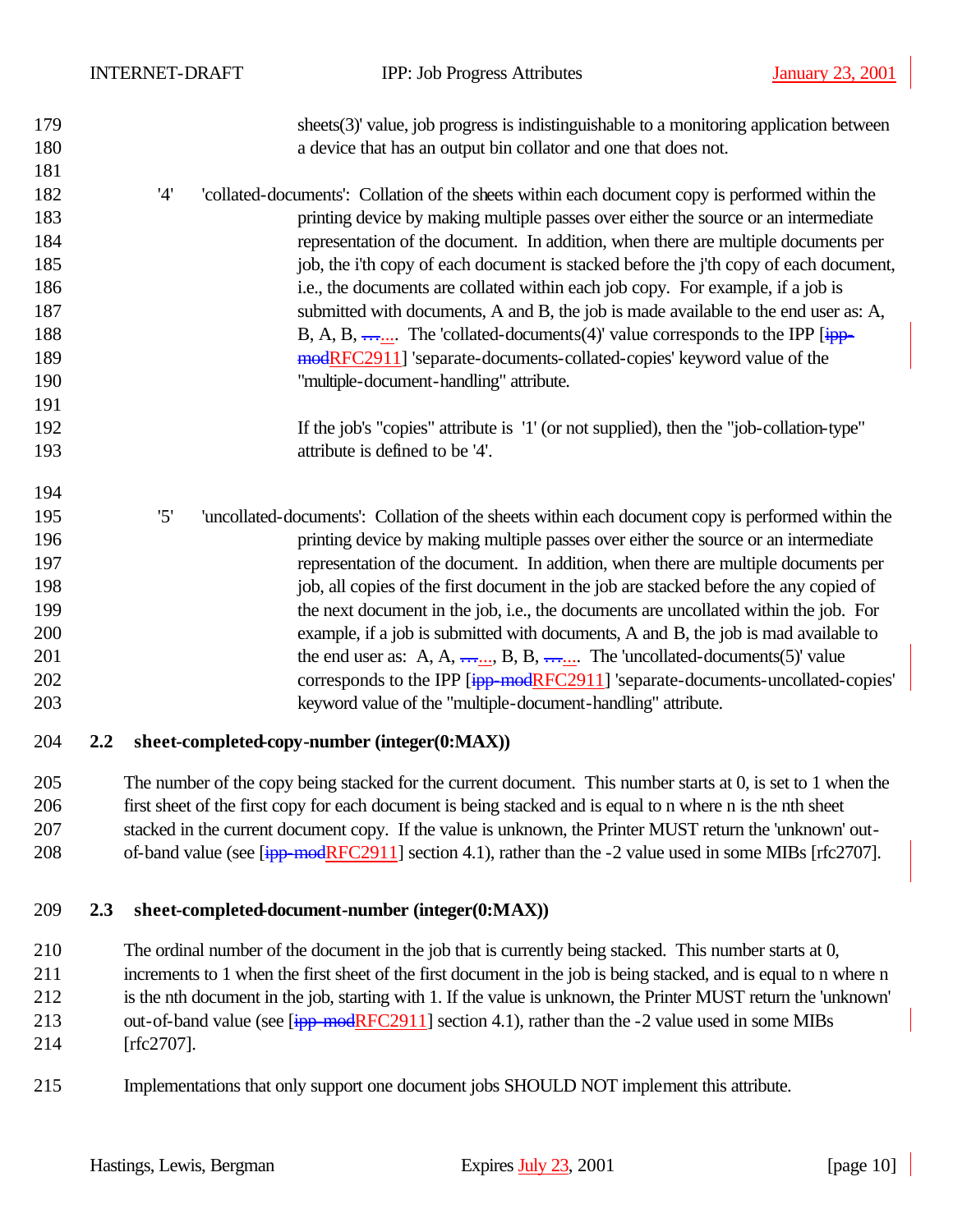sheets(3)' value, job progress is indistinguishable to a monitoring application between a device that has an output bin collator and one that does not.

'4' 'collated-documents': Collation of the sheets within each document copy is performed within the printing device by making multiple passes over either the source or an intermediate representation of the document. In addition, when there are multiple documents per job, the i'th copy of each document is stacked before the j'th copy of each document, i.e., the documents are collated within each job copy. For example, if a job is submitted with documents, A and B, the job is made available to the end user as: A, B, A, B, .... The 'collated-documents(4)' value corresponds to the IPP [RFC2911] 'separate-documents-collated-copies' keyword value of the "multiple-document-handling" attribute.

If the job's "copies" attribute is '1' (or not supplied), then the "job-collation-type" attribute is defined to be '4'.

'5' 'uncollated-documents': Collation of the sheets within each document copy is performed within the printing device by making multiple passes over either the source or an intermediate representation of the document. In addition, when there are multiple documents per job, all copies of the first document in the job are stacked before the any copied of the next document in the job, i.e., the documents are uncollated within the job. For example, if a job is submitted with documents, A and B, the job is mad available to the end user as: A, A, ..., B, B, .... The 'uncollated-documents(5)' value corresponds to the IPP [RFC2911] 'separate-documents-uncollated-copies' keyword value of the "multiple-document-handling" attribute.

### 2.2 sheet-completed-copy-number (integer(0:MAX))

The number of the copy being stacked for the current document. This number starts at 0, is set to 1 when the first sheet of the first copy for each document is being stacked and is equal to n where n is the nth sheet stacked in the current document copy. If the value is unknown, the Printer MUST return the 'unknown' out-of-band value (see [RFC2911] section 4.1), rather than the -2 value used in some MIBs [rfc2707].

### 2.3 sheet-completed-document-number (integer(0:MAX))

The ordinal number of the document in the job that is currently being stacked. This number starts at 0, increments to 1 when the first sheet of the first document in the job is being stacked, and is equal to n where n is the nth document in the job, starting with 1. If the value is unknown, the Printer MUST return the 'unknown' out-of-band value (see [RFC2911] section 4.1), rather than the -2 value used in some MIBs [rfc2707].

Implementations that only support one document jobs SHOULD NOT implement this attribute.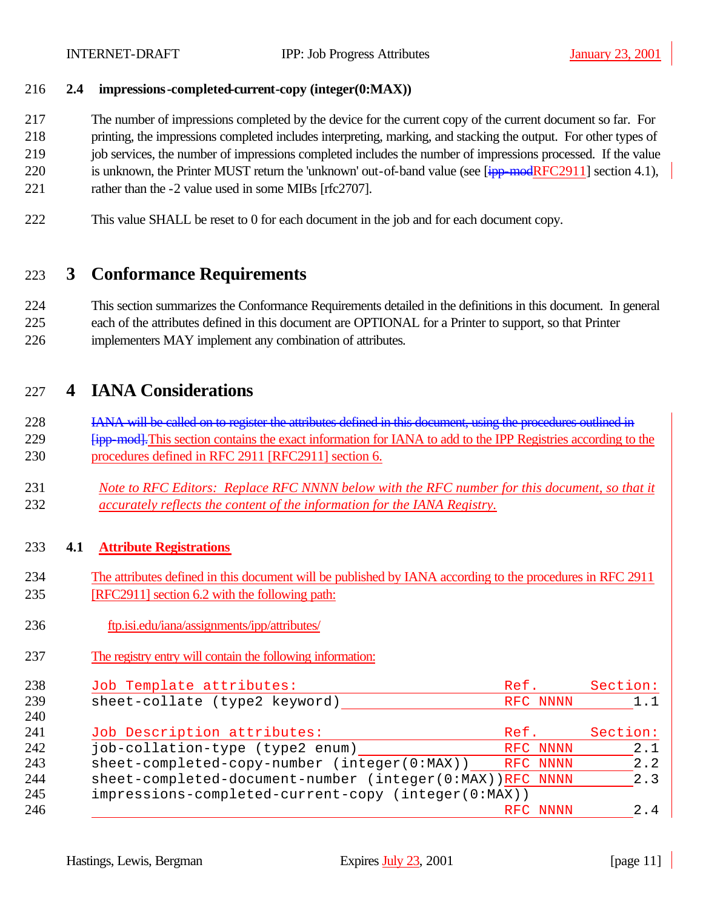### 2.4 impressions-completed-current-copy (integer(0:MAX))

The number of impressions completed by the device for the current copy of the current document so far. For printing, the impressions completed includes interpreting, marking, and stacking the output. For other types of job services, the number of impressions completed includes the number of impressions processed. If the value is unknown, the Printer MUST return the 'unknown' out-of-band value (see [~~ipp-mod~~RFC2911] section 4.1), rather than the -2 value used in some MIBs [rfc2707].

This value SHALL be reset to 0 for each document in the job and for each document copy.

# 3 Conformance Requirements

This section summarizes the Conformance Requirements detailed in the definitions in this document. In general each of the attributes defined in this document are OPTIONAL for a Printer to support, so that Printer implementers MAY implement any combination of attributes.

# 4 IANA Considerations

~~IANA will be called on to register the attributes defined in this document, using the procedures outlined in [ipp-mod].~~This section contains the exact information for IANA to add to the IPP Registries according to the procedures defined in RFC 2911 [RFC2911] section 6.

*Note to RFC Editors: Replace RFC NNNN below with the RFC number for this document, so that it accurately reflects the content of the information for the IANA Registry.*

### 4.1 Attribute Registrations

The attributes defined in this document will be published by IANA according to the procedures in RFC 2911 [RFC2911] section 6.2 with the following path:

ftp.isi.edu/iana/assignments/ipp/attributes/

The registry entry will contain the following information:

```
Job Template attributes:                              Ref.      Section:
sheet-collate (type2 keyword)                         RFC NNNN       1.1

Job Description attributes:                           Ref.      Section:
job-collation-type (type2 enum)                       RFC NNNN       2.1
sheet-completed-copy-number (integer(0:MAX))          RFC NNNN       2.2
sheet-completed-document-number (integer(0:MAX))      RFC NNNN       2.3
impressions-completed-current-copy (integer(0:MAX))
                                                      RFC NNNN       2.4
```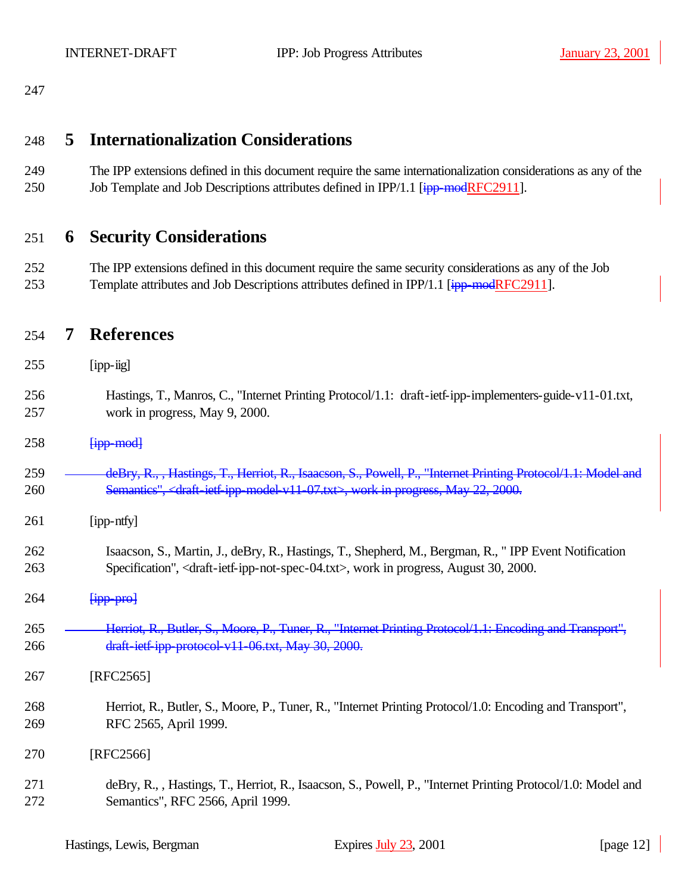## 5 Internationalization Considerations

The IPP extensions defined in this document require the same internationalization considerations as any of the Job Template and Job Descriptions attributes defined in IPP/1.1 [~~ipp-mod~~RFC2911].

## 6 Security Considerations

The IPP extensions defined in this document require the same security considerations as any of the Job Template attributes and Job Descriptions attributes defined in IPP/1.1 [~~ipp-mod~~RFC2911].

## 7 References

[ipp-iig]

Hastings, T., Manros, C., "Internet Printing Protocol/1.1: draft-ietf-ipp-implementers-guide-v11-01.txt, work in progress, May 9, 2000.

~~[ipp-mod]~~

~~deBry, R., , Hastings, T., Herriot, R., Isaacson, S., Powell, P., "Internet Printing Protocol/1.1: Model and Semantics", <draft-ietf-ipp-model-v11-07.txt>, work in progress, May 22, 2000.~~

[ipp-ntfy]

Isaacson, S., Martin, J., deBry, R., Hastings, T., Shepherd, M., Bergman, R., " IPP Event Notification Specification", <draft-ietf-ipp-not-spec-04.txt>, work in progress, August 30, 2000.

~~[ipp-pro]~~

~~Herriot, R., Butler, S., Moore, P., Tuner, R., "Internet Printing Protocol/1.1: Encoding and Transport", draft-ietf-ipp-protocol-v11-06.txt, May 30, 2000.~~

[RFC2565]

Herriot, R., Butler, S., Moore, P., Tuner, R., "Internet Printing Protocol/1.0: Encoding and Transport", RFC 2565, April 1999.

[RFC2566]

deBry, R., , Hastings, T., Herriot, R., Isaacson, S., Powell, P., "Internet Printing Protocol/1.0: Model and Semantics", RFC 2566, April 1999.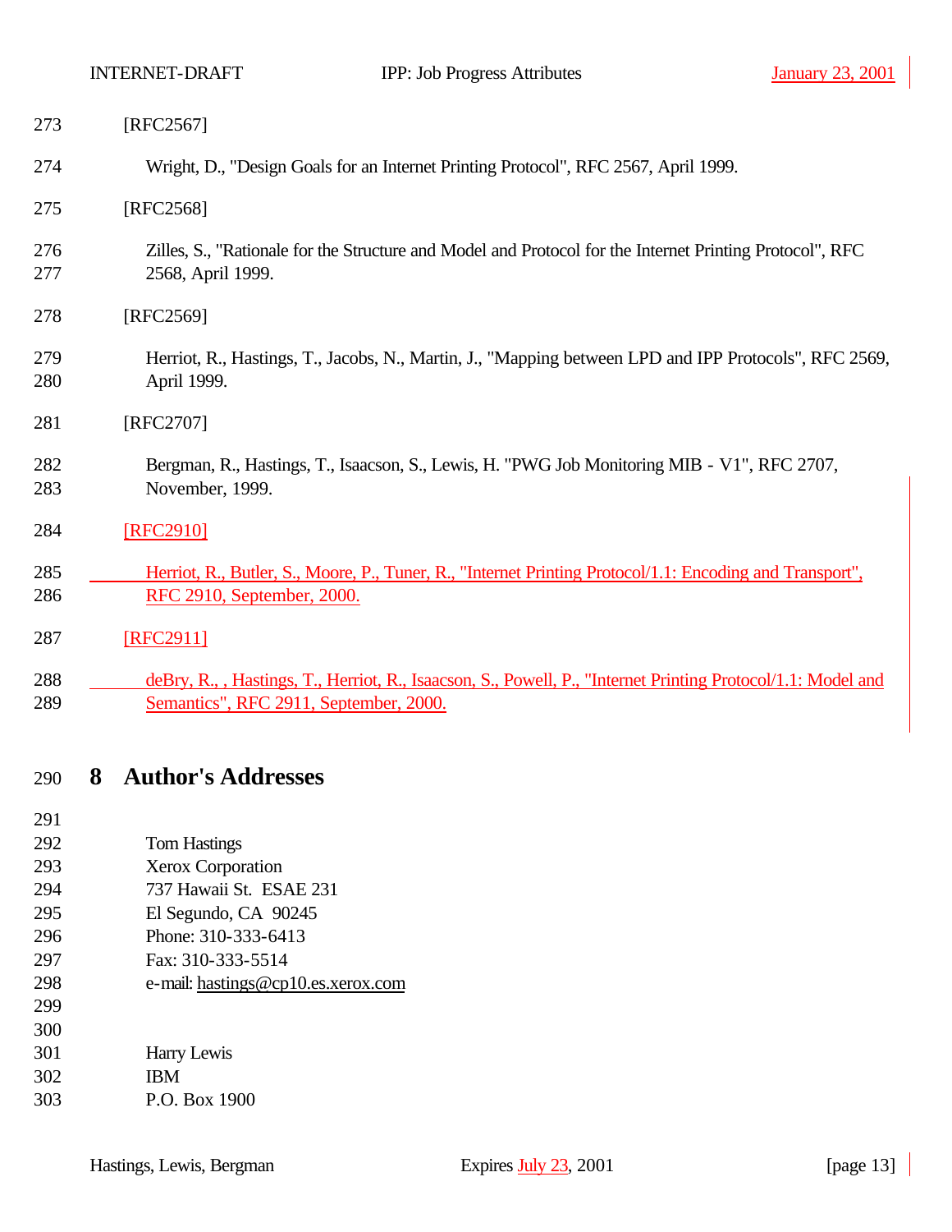[RFC2567]

Wright, D., "Design Goals for an Internet Printing Protocol", RFC 2567, April 1999.

[RFC2568]

Zilles, S., "Rationale for the Structure and Model and Protocol for the Internet Printing Protocol", RFC 2568, April 1999.

[RFC2569]

Herriot, R., Hastings, T., Jacobs, N., Martin, J., "Mapping between LPD and IPP Protocols", RFC 2569, April 1999.

[RFC2707]

Bergman, R., Hastings, T., Isaacson, S., Lewis, H. "PWG Job Monitoring MIB - V1", RFC 2707, November, 1999.

[RFC2910]

Herriot, R., Butler, S., Moore, P., Tuner, R., "Internet Printing Protocol/1.1: Encoding and Transport", RFC 2910, September, 2000.

[RFC2911]

deBry, R., , Hastings, T., Herriot, R., Isaacson, S., Powell, P., "Internet Printing Protocol/1.1: Model and Semantics", RFC 2911, September, 2000.

# 8 Author's Addresses

Tom Hastings
Xerox Corporation
737 Hawaii St. ESAE 231
El Segundo, CA 90245
Phone: 310-333-6413
Fax: 310-333-5514
e-mail: hastings@cp10.es.xerox.com

Harry Lewis
IBM
P.O. Box 1900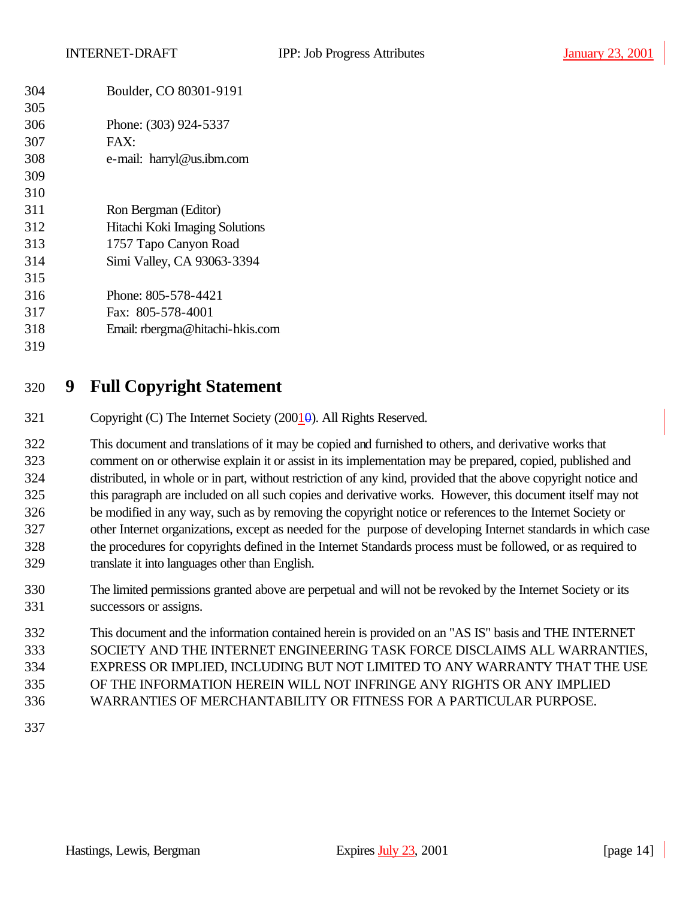Boulder, CO 80301-9191

Phone: (303) 924-5337
FAX:
e-mail: harryl@us.ibm.com

Ron Bergman (Editor)
Hitachi Koki Imaging Solutions
1757 Tapo Canyon Road
Simi Valley, CA 93063-3394

Phone: 805-578-4421
Fax: 805-578-4001
Email: rbergma@hitachi-hkis.com

# 9 Full Copyright Statement

Copyright (C) The Internet Society (20010). All Rights Reserved.

This document and translations of it may be copied and furnished to others, and derivative works that comment on or otherwise explain it or assist in its implementation may be prepared, copied, published and distributed, in whole or in part, without restriction of any kind, provided that the above copyright notice and this paragraph are included on all such copies and derivative works. However, this document itself may not be modified in any way, such as by removing the copyright notice or references to the Internet Society or other Internet organizations, except as needed for the purpose of developing Internet standards in which case the procedures for copyrights defined in the Internet Standards process must be followed, or as required to translate it into languages other than English.

The limited permissions granted above are perpetual and will not be revoked by the Internet Society or its successors or assigns.

This document and the information contained herein is provided on an "AS IS" basis and THE INTERNET SOCIETY AND THE INTERNET ENGINEERING TASK FORCE DISCLAIMS ALL WARRANTIES, EXPRESS OR IMPLIED, INCLUDING BUT NOT LIMITED TO ANY WARRANTY THAT THE USE OF THE INFORMATION HEREIN WILL NOT INFRINGE ANY RIGHTS OR ANY IMPLIED WARRANTIES OF MERCHANTABILITY OR FITNESS FOR A PARTICULAR PURPOSE.